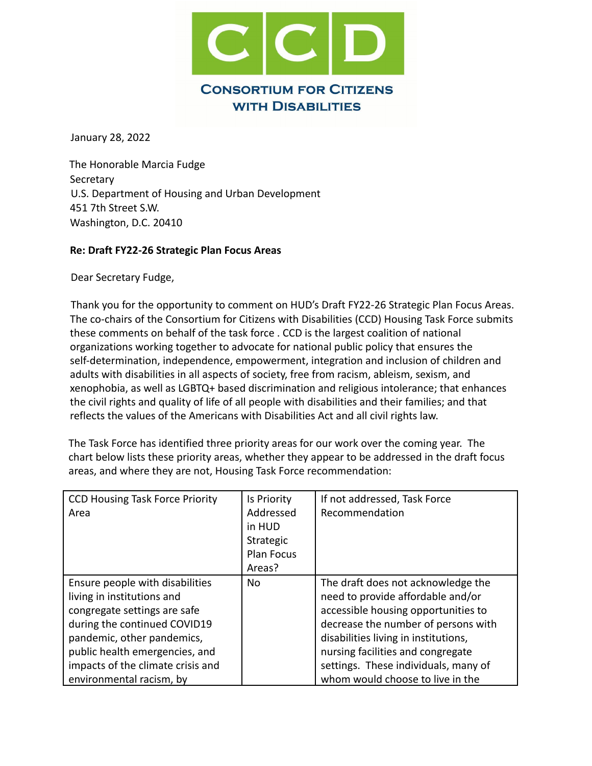# CCD

**Consortium for Citizens with Disabilities**

January 28, 2022

The Honorable Marcia Fudge
Secretary
U.S. Department of Housing and Urban Development
451 7th Street S.W.
Washington, D.C. 20410

**Re: Draft FY22-26 Strategic Plan Focus Areas**

Dear Secretary Fudge,

Thank you for the opportunity to comment on HUD's Draft FY22-26 Strategic Plan Focus Areas. The co-chairs of the Consortium for Citizens with Disabilities (CCD) Housing Task Force submits these comments on behalf of the task force . CCD is the largest coalition of national organizations working together to advocate for national public policy that ensures the self-determination, independence, empowerment, integration and inclusion of children and adults with disabilities in all aspects of society, free from racism, ableism, sexism, and xenophobia, as well as LGBTQ+ based discrimination and religious intolerance; that enhances the civil rights and quality of life of all people with disabilities and their families; and that reflects the values of the Americans with Disabilities Act and all civil rights law.

The Task Force has identified three priority areas for our work over the coming year. The chart below lists these priority areas, whether they appear to be addressed in the draft focus areas, and where they are not, Housing Task Force recommendation:

| CCD Housing Task Force Priority Area | Is Priority Addressed in HUD Strategic Plan Focus Areas? | If not addressed, Task Force Recommendation |
|---|---|---|
| Ensure people with disabilities living in institutions and congregate settings are safe during the continued COVID19 pandemic, other pandemics, public health emergencies, and impacts of the climate crisis and environmental racism, by | No | The draft does not acknowledge the need to provide affordable and/or accessible housing opportunities to decrease the number of persons with disabilities living in institutions, nursing facilities and congregate settings. These individuals, many of whom would choose to live in the |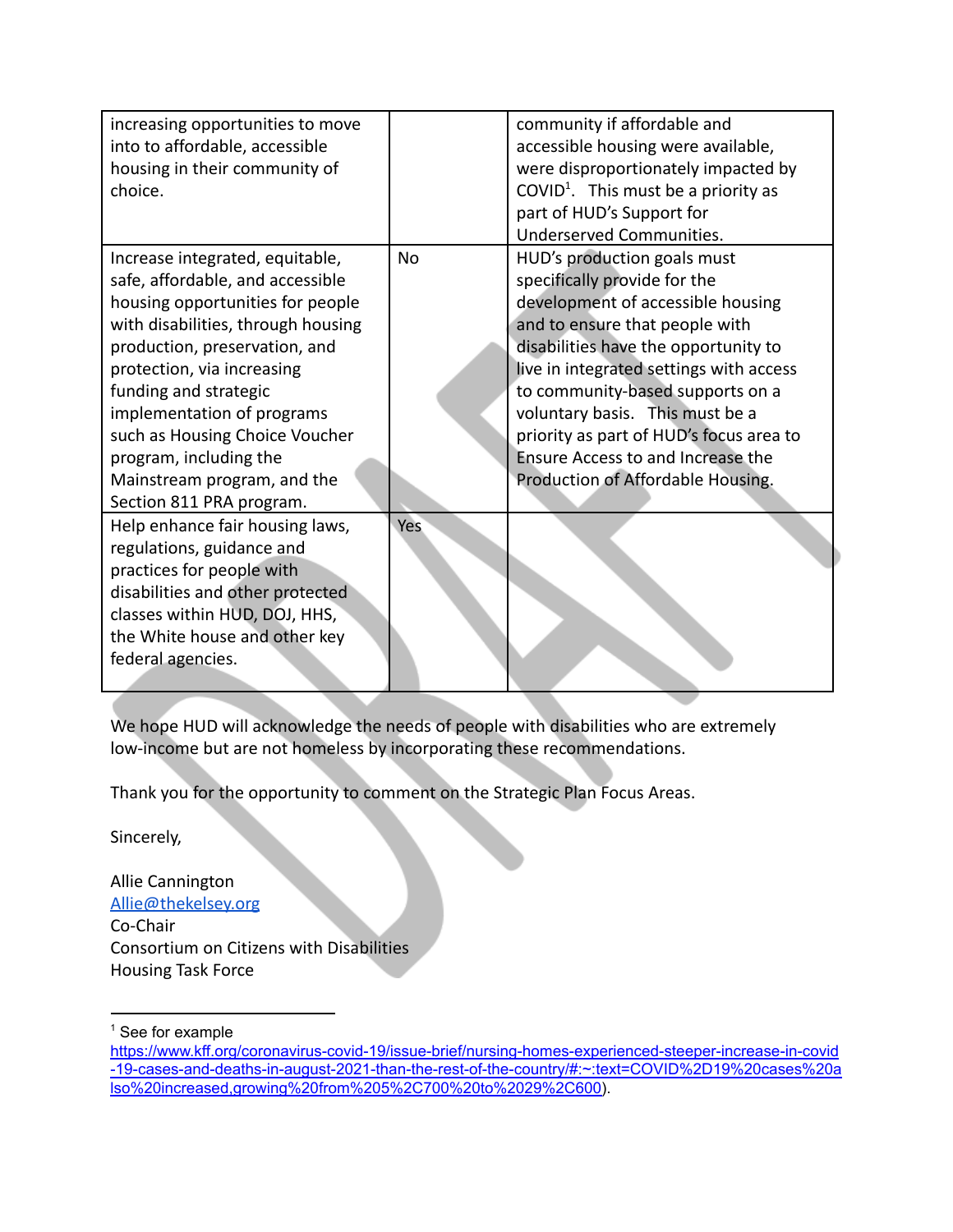| | | |
|---|---|---|
| increasing opportunities to move into to affordable, accessible housing in their community of choice. | | community if affordable and accessible housing were available, were disproportionately impacted by COVID[1]. This must be a priority as part of HUD's Support for Underserved Communities. |
| Increase integrated, equitable, safe, affordable, and accessible housing opportunities for people with disabilities, through housing production, preservation, and protection, via increasing funding and strategic implementation of programs such as Housing Choice Voucher program, including the Mainstream program, and the Section 811 PRA program. | No | HUD's production goals must specifically provide for the development of accessible housing and to ensure that people with disabilities have the opportunity to live in integrated settings with access to community-based supports on a voluntary basis. This must be a priority as part of HUD's focus area to Ensure Access to and Increase the Production of Affordable Housing. |
| Help enhance fair housing laws, regulations, guidance and practices for people with disabilities and other protected classes within HUD, DOJ, HHS, the White house and other key federal agencies. | Yes | |

We hope HUD will acknowledge the needs of people with disabilities who are extremely low-income but are not homeless by incorporating these recommendations.

Thank you for the opportunity to comment on the Strategic Plan Focus Areas.

Sincerely,

Allie Cannington
[Allie@thekelsey.org](mailto:Allie@thekelsey.org)
Co-Chair
Consortium on Citizens with Disabilities
Housing Task Force

---

[1] See for example https://www.kff.org/coronavirus-covid-19/issue-brief/nursing-homes-experienced-steeper-increase-in-covid-19-cases-and-deaths-in-august-2021-than-the-rest-of-the-country/#:~:text=COVID%2D19%20cases%20also%20increased,growing%20from%205%2C700%20to%2029%2C600).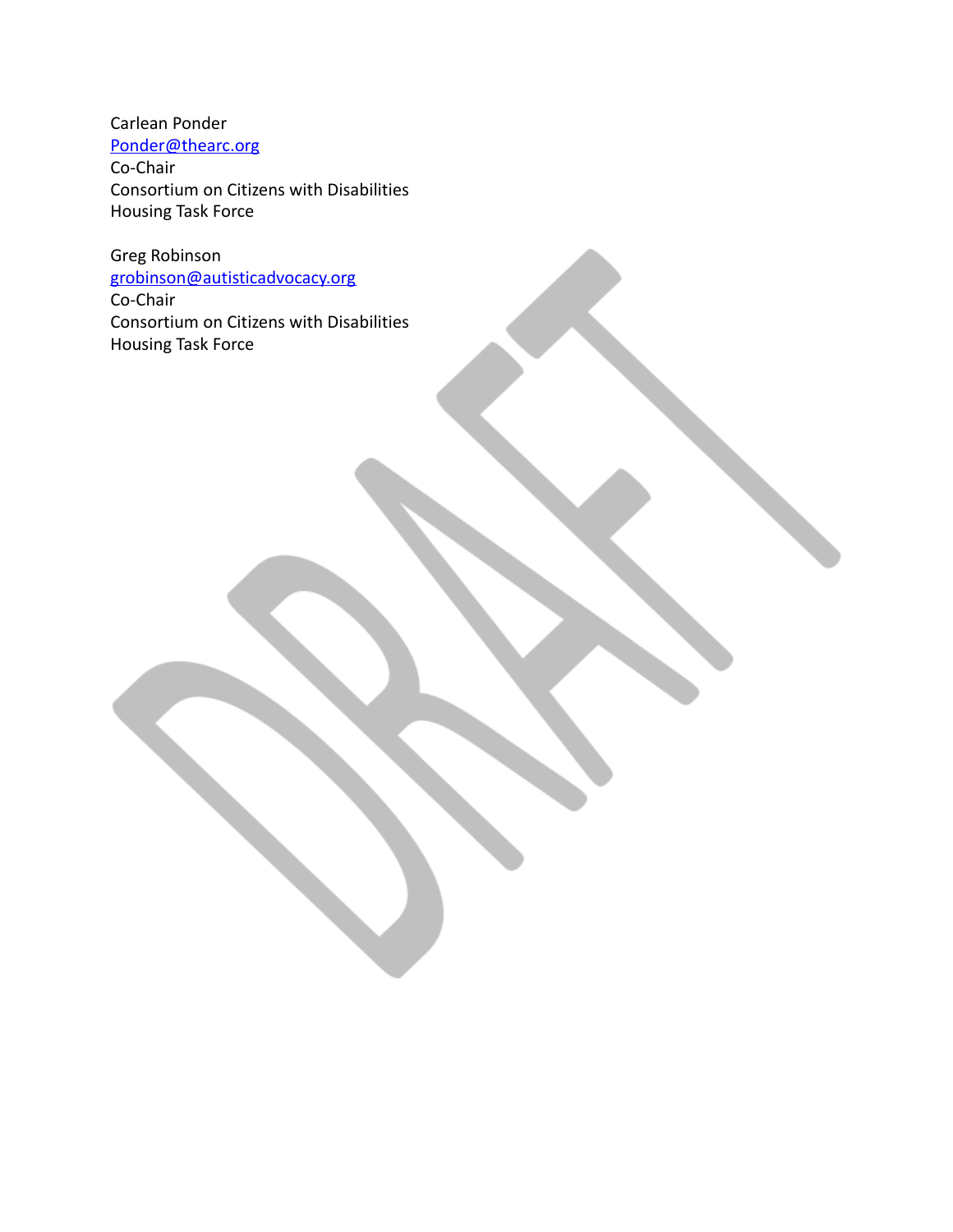Carlean Ponder
Ponder@thearc.org
Co-Chair
Consortium on Citizens with Disabilities
Housing Task Force

Greg Robinson
grobinson@autisticadvocacy.org
Co-Chair
Consortium on Citizens with Disabilities
Housing Task Force